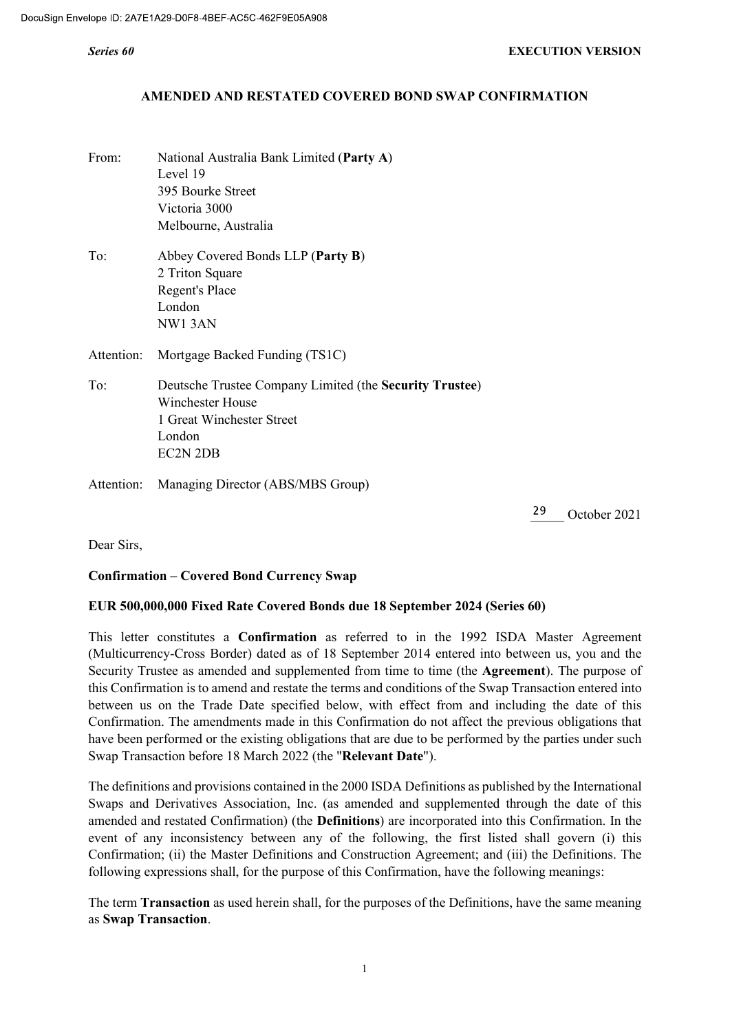DocuSign Envelope ID: 2A7E1A29-D0F8-4BEF-AC5C-462F9E05A908

*Series 60* **EXECUTION VERSION**

**AMENDED AND RESTATED COVERED BOND SWAP CONFIRMATION**

From: National Australia Bank Limited (**Party A**)
Level 19
395 Bourke Street
Victoria 3000
Melbourne, Australia

To: Abbey Covered Bonds LLP (**Party B**)
2 Triton Square
Regent's Place
London
NW1 3AN

Attention: Mortgage Backed Funding (TS1C)

To: Deutsche Trustee Company Limited (the **Security Trustee**)
Winchester House
1 Great Winchester Street
London
EC2N 2DB

Attention: Managing Director (ABS/MBS Group)

29 October 2021

Dear Sirs,

**Confirmation – Covered Bond Currency Swap**

**EUR 500,000,000 Fixed Rate Covered Bonds due 18 September 2024 (Series 60)**

This letter constitutes a **Confirmation** as referred to in the 1992 ISDA Master Agreement (Multicurrency-Cross Border) dated as of 18 September 2014 entered into between us, you and the Security Trustee as amended and supplemented from time to time (the **Agreement**). The purpose of this Confirmation is to amend and restate the terms and conditions of the Swap Transaction entered into between us on the Trade Date specified below, with effect from and including the date of this Confirmation. The amendments made in this Confirmation do not affect the previous obligations that have been performed or the existing obligations that are due to be performed by the parties under such Swap Transaction before 18 March 2022 (the "**Relevant Date**").

The definitions and provisions contained in the 2000 ISDA Definitions as published by the International Swaps and Derivatives Association, Inc. (as amended and supplemented through the date of this amended and restated Confirmation) (the **Definitions**) are incorporated into this Confirmation. In the event of any inconsistency between any of the following, the first listed shall govern (i) this Confirmation; (ii) the Master Definitions and Construction Agreement; and (iii) the Definitions. The following expressions shall, for the purpose of this Confirmation, have the following meanings:

The term **Transaction** as used herein shall, for the purposes of the Definitions, have the same meaning as **Swap Transaction**.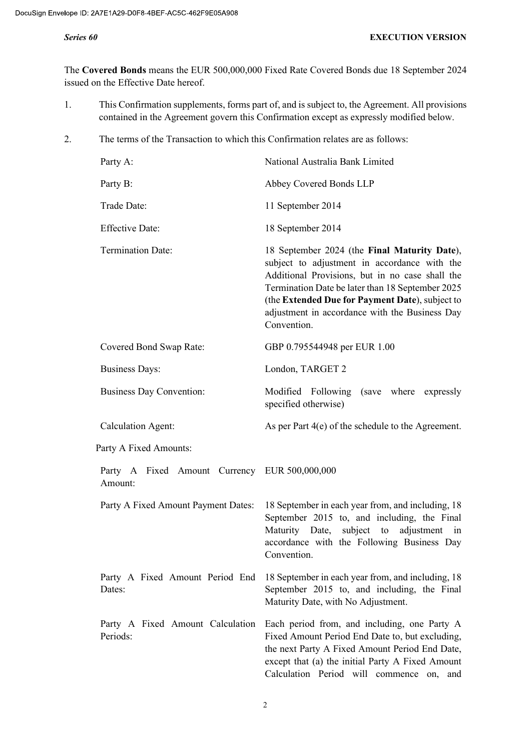The **Covered Bonds** means the EUR 500,000,000 Fixed Rate Covered Bonds due 18 September 2024 issued on the Effective Date hereof.

1. This Confirmation supplements, forms part of, and is subject to, the Agreement. All provisions contained in the Agreement govern this Confirmation except as expressly modified below.

2. The terms of the Transaction to which this Confirmation relates are as follows:

| | |
|---|---|
| Party A: | National Australia Bank Limited |
| Party B: | Abbey Covered Bonds LLP |
| Trade Date: | 11 September 2014 |
| Effective Date: | 18 September 2014 |
| Termination Date: | 18 September 2024 (the **Final Maturity Date**), subject to adjustment in accordance with the Additional Provisions, but in no case shall the Termination Date be later than 18 September 2025 (the **Extended Due for Payment Date**), subject to adjustment in accordance with the Business Day Convention. |
| Covered Bond Swap Rate: | GBP 0.795544948 per EUR 1.00 |
| Business Days: | London, TARGET 2 |
| Business Day Convention: | Modified Following (save where expressly specified otherwise) |
| Calculation Agent: | As per Part 4(e) of the schedule to the Agreement. |

Party A Fixed Amounts:

| | |
|---|---|
| Party A Fixed Amount Currency Amount: | EUR 500,000,000 |
| Party A Fixed Amount Payment Dates: | 18 September in each year from, and including, 18 September 2015 to, and including, the Final Maturity Date, subject to adjustment in accordance with the Following Business Day Convention. |
| Party A Fixed Amount Period End Dates: | 18 September in each year from, and including, 18 September 2015 to, and including, the Final Maturity Date, with No Adjustment. |
| Party A Fixed Amount Calculation Periods: | Each period from, and including, one Party A Fixed Amount Period End Date to, but excluding, the next Party A Fixed Amount Period End Date, except that (a) the initial Party A Fixed Amount Calculation Period will commence on, and |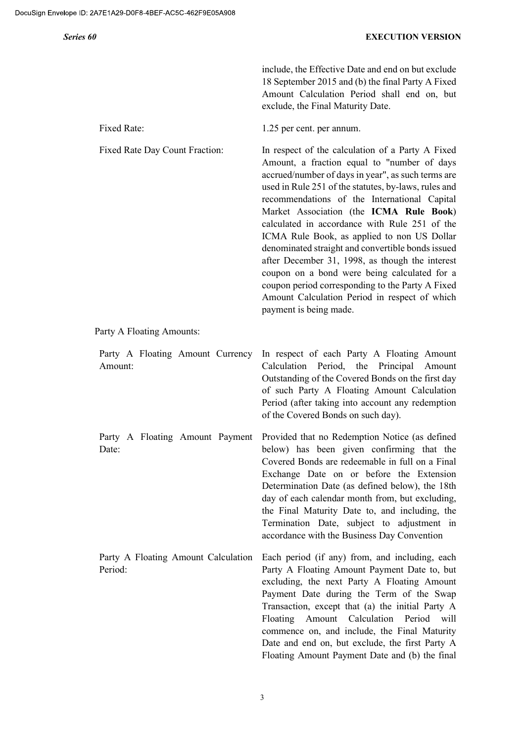include, the Effective Date and end on but exclude 18 September 2015 and (b) the final Party A Fixed Amount Calculation Period shall end on, but exclude, the Final Maturity Date.

| | |
|---|---|
| Fixed Rate: | 1.25 per cent. per annum. |
| Fixed Rate Day Count Fraction: | In respect of the calculation of a Party A Fixed Amount, a fraction equal to "number of days accrued/number of days in year", as such terms are used in Rule 251 of the statutes, by-laws, rules and recommendations of the International Capital Market Association (the **ICMA Rule Book**) calculated in accordance with Rule 251 of the ICMA Rule Book, as applied to non US Dollar denominated straight and convertible bonds issued after December 31, 1998, as though the interest coupon on a bond were being calculated for a coupon period corresponding to the Party A Fixed Amount Calculation Period in respect of which payment is being made. |

Party A Floating Amounts:

| | |
|---|---|
| Party A Floating Amount Currency Amount: | In respect of each Party A Floating Amount Calculation Period, the Principal Amount Outstanding of the Covered Bonds on the first day of such Party A Floating Amount Calculation Period (after taking into account any redemption of the Covered Bonds on such day). |
| Party A Floating Amount Payment Date: | Provided that no Redemption Notice (as defined below) has been given confirming that the Covered Bonds are redeemable in full on a Final Exchange Date on or before the Extension Determination Date (as defined below), the 18th day of each calendar month from, but excluding, the Final Maturity Date to, and including, the Termination Date, subject to adjustment in accordance with the Business Day Convention |
| Party A Floating Amount Calculation Period: | Each period (if any) from, and including, each Party A Floating Amount Payment Date to, but excluding, the next Party A Floating Amount Payment Date during the Term of the Swap Transaction, except that (a) the initial Party A Floating Amount Calculation Period will commence on, and include, the Final Maturity Date and end on, but exclude, the first Party A Floating Amount Payment Date and (b) the final |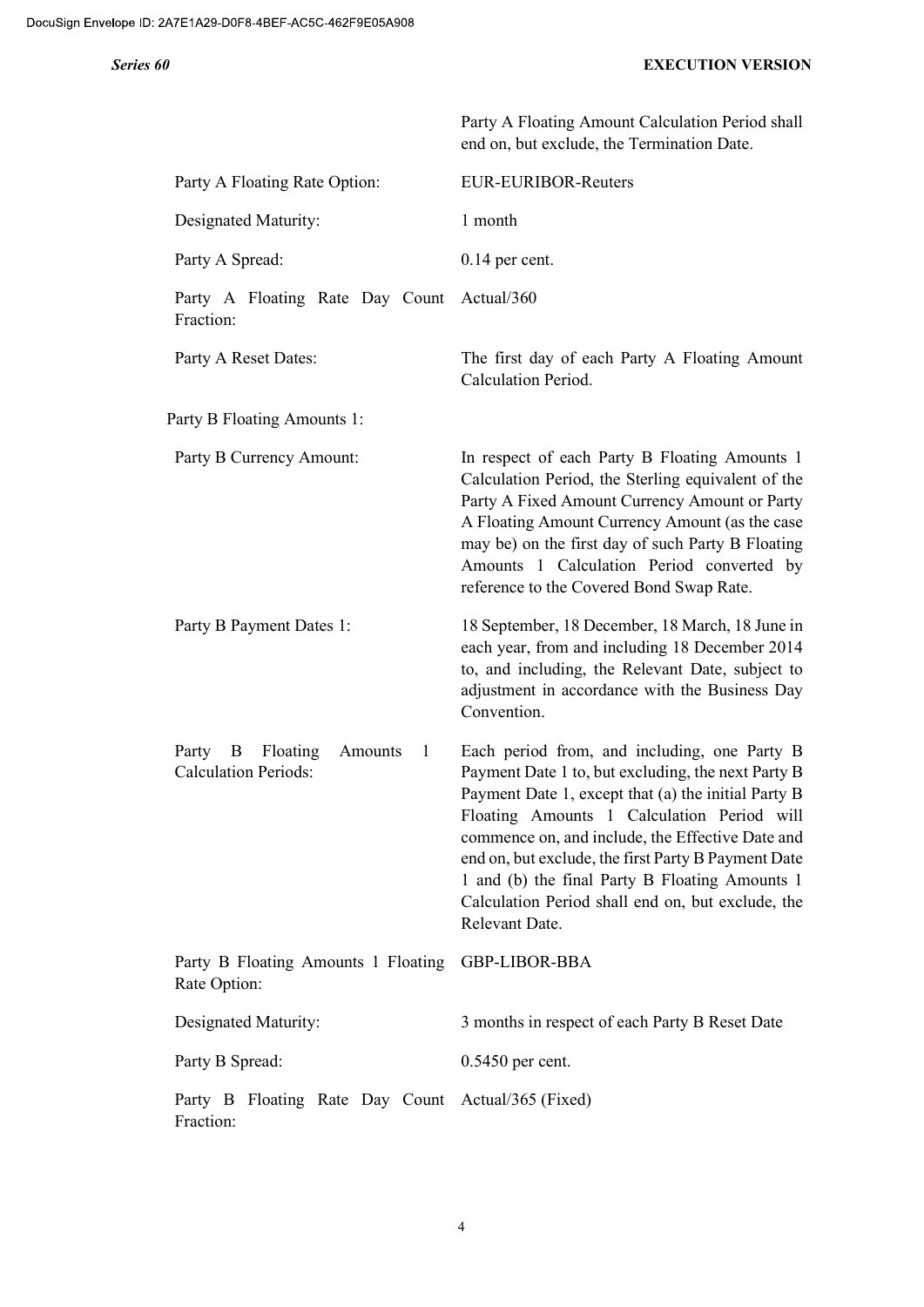| | |
|---|---|
| | Party A Floating Amount Calculation Period shall end on, but exclude, the Termination Date. |
| Party A Floating Rate Option: | EUR-EURIBOR-Reuters |
| Designated Maturity: | 1 month |
| Party A Spread: | 0.14 per cent. |
| Party A Floating Rate Day Count Fraction: | Actual/360 |
| Party A Reset Dates: | The first day of each Party A Floating Amount Calculation Period. |

Party B Floating Amounts 1:

| | |
|---|---|
| Party B Currency Amount: | In respect of each Party B Floating Amounts 1 Calculation Period, the Sterling equivalent of the Party A Fixed Amount Currency Amount or Party A Floating Amount Currency Amount (as the case may be) on the first day of such Party B Floating Amounts 1 Calculation Period converted by reference to the Covered Bond Swap Rate. |
| Party B Payment Dates 1: | 18 September, 18 December, 18 March, 18 June in each year, from and including 18 December 2014 to, and including, the Relevant Date, subject to adjustment in accordance with the Business Day Convention. |
| Party B Floating Amounts 1 Calculation Periods: | Each period from, and including, one Party B Payment Date 1 to, but excluding, the next Party B Payment Date 1, except that (a) the initial Party B Floating Amounts 1 Calculation Period will commence on, and include, the Effective Date and end on, but exclude, the first Party B Payment Date 1 and (b) the final Party B Floating Amounts 1 Calculation Period shall end on, but exclude, the Relevant Date. |
| Party B Floating Amounts 1 Floating Rate Option: | GBP-LIBOR-BBA |
| Designated Maturity: | 3 months in respect of each Party B Reset Date |
| Party B Spread: | 0.5450 per cent. |
| Party B Floating Rate Day Count Fraction: | Actual/365 (Fixed) |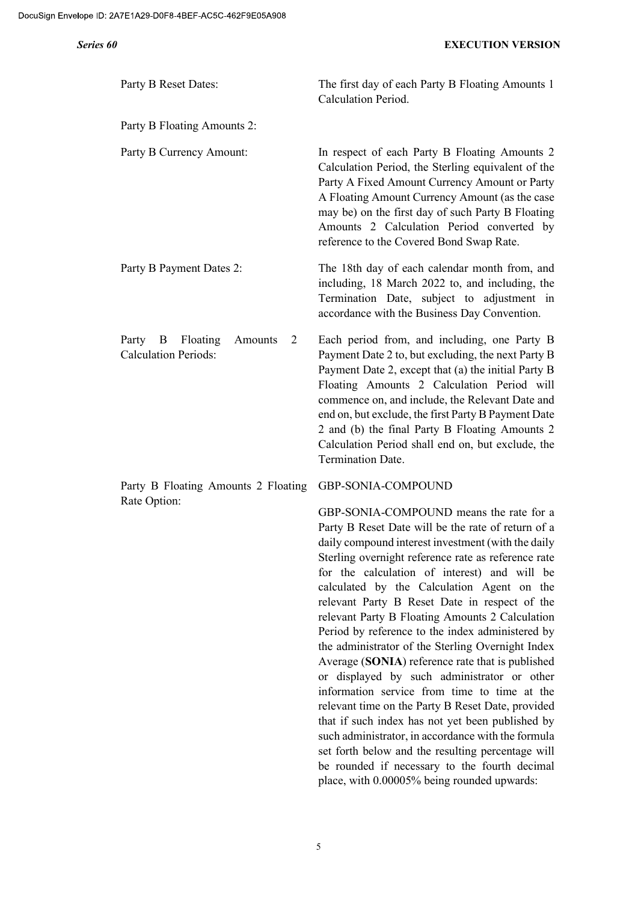| | |
|---|---|
| Party B Reset Dates: | The first day of each Party B Floating Amounts 1 Calculation Period. |
| Party B Floating Amounts 2: | |
| Party B Currency Amount: | In respect of each Party B Floating Amounts 2 Calculation Period, the Sterling equivalent of the Party A Fixed Amount Currency Amount or Party A Floating Amount Currency Amount (as the case may be) on the first day of such Party B Floating Amounts 2 Calculation Period converted by reference to the Covered Bond Swap Rate. |
| Party B Payment Dates 2: | The 18th day of each calendar month from, and including, 18 March 2022 to, and including, the Termination Date, subject to adjustment in accordance with the Business Day Convention. |
| Party B Floating Amounts 2 Calculation Periods: | Each period from, and including, one Party B Payment Date 2 to, but excluding, the next Party B Payment Date 2, except that (a) the initial Party B Floating Amounts 2 Calculation Period will commence on, and include, the Relevant Date and end on, but exclude, the first Party B Payment Date 2 and (b) the final Party B Floating Amounts 2 Calculation Period shall end on, but exclude, the Termination Date. |
| Party B Floating Amounts 2 Floating Rate Option: | GBP-SONIA-COMPOUND<br><br>GBP-SONIA-COMPOUND means the rate for a Party B Reset Date will be the rate of return of a daily compound interest investment (with the daily Sterling overnight reference rate as reference rate for the calculation of interest) and will be calculated by the Calculation Agent on the relevant Party B Reset Date in respect of the relevant Party B Floating Amounts 2 Calculation Period by reference to the index administered by the administrator of the Sterling Overnight Index Average (**SONIA**) reference rate that is published or displayed by such administrator or other information service from time to time at the relevant time on the Party B Reset Date, provided that if such index has not yet been published by such administrator, in accordance with the formula set forth below and the resulting percentage will be rounded if necessary to the fourth decimal place, with 0.00005% being rounded upwards: |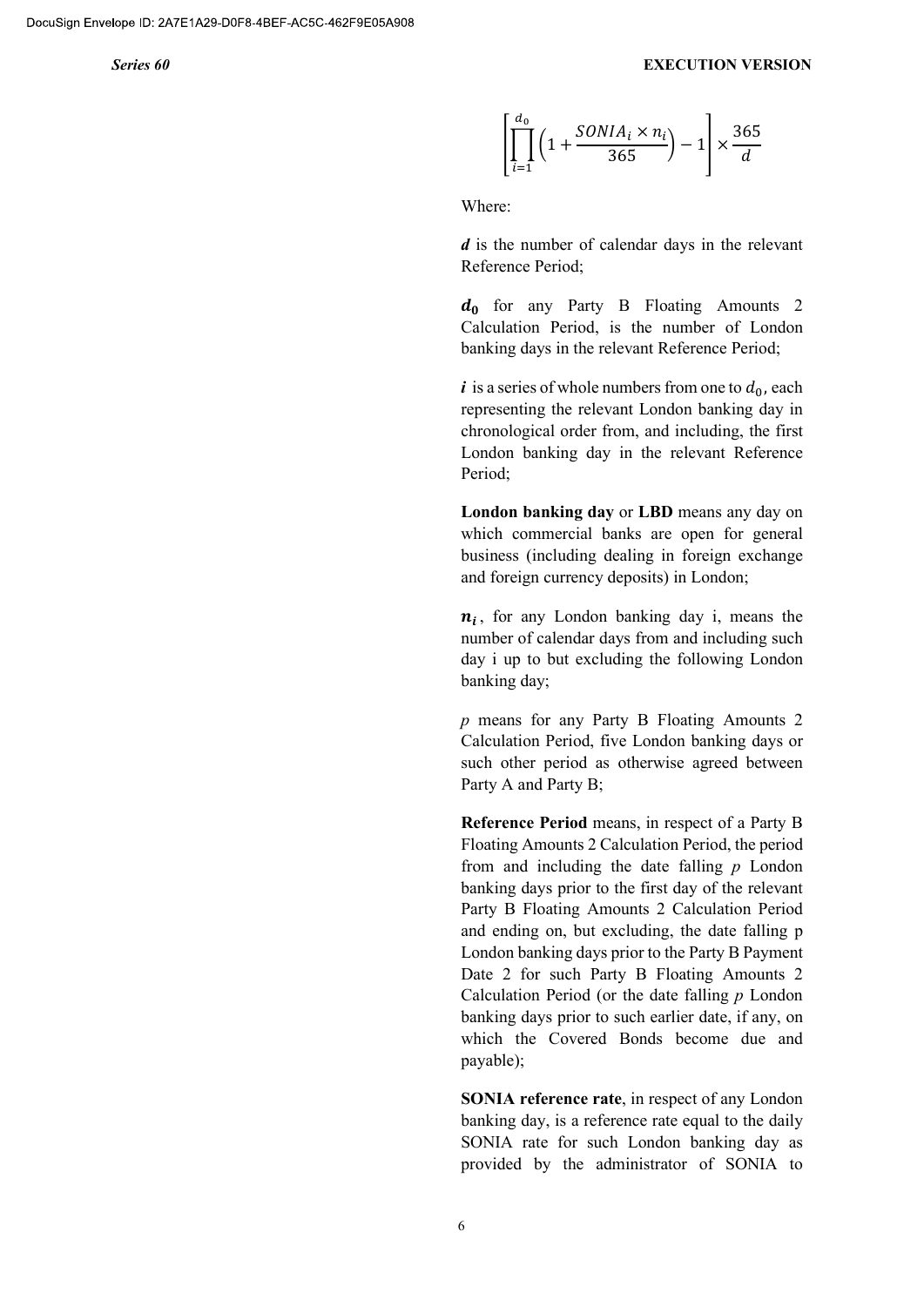$$\left[\prod_{i=1}^{d_0}\left(1+\frac{SONIA_i \times n_i}{365}\right)-1\right] \times \frac{365}{d}$$

Where:

$d$ is the number of calendar days in the relevant Reference Period;

$d_0$ for any Party B Floating Amounts 2 Calculation Period, is the number of London banking days in the relevant Reference Period;

$i$ is a series of whole numbers from one to $d_0$, each representing the relevant London banking day in chronological order from, and including, the first London banking day in the relevant Reference Period;

**London banking day** or **LBD** means any day on which commercial banks are open for general business (including dealing in foreign exchange and foreign currency deposits) in London;

$n_i$, for any London banking day i, means the number of calendar days from and including such day i up to but excluding the following London banking day;

$p$ means for any Party B Floating Amounts 2 Calculation Period, five London banking days or such other period as otherwise agreed between Party A and Party B;

**Reference Period** means, in respect of a Party B Floating Amounts 2 Calculation Period, the period from and including the date falling $p$ London banking days prior to the first day of the relevant Party B Floating Amounts 2 Calculation Period and ending on, but excluding, the date falling p London banking days prior to the Party B Payment Date 2 for such Party B Floating Amounts 2 Calculation Period (or the date falling $p$ London banking days prior to such earlier date, if any, on which the Covered Bonds become due and payable);

**SONIA reference rate**, in respect of any London banking day, is a reference rate equal to the daily SONIA rate for such London banking day as provided by the administrator of SONIA to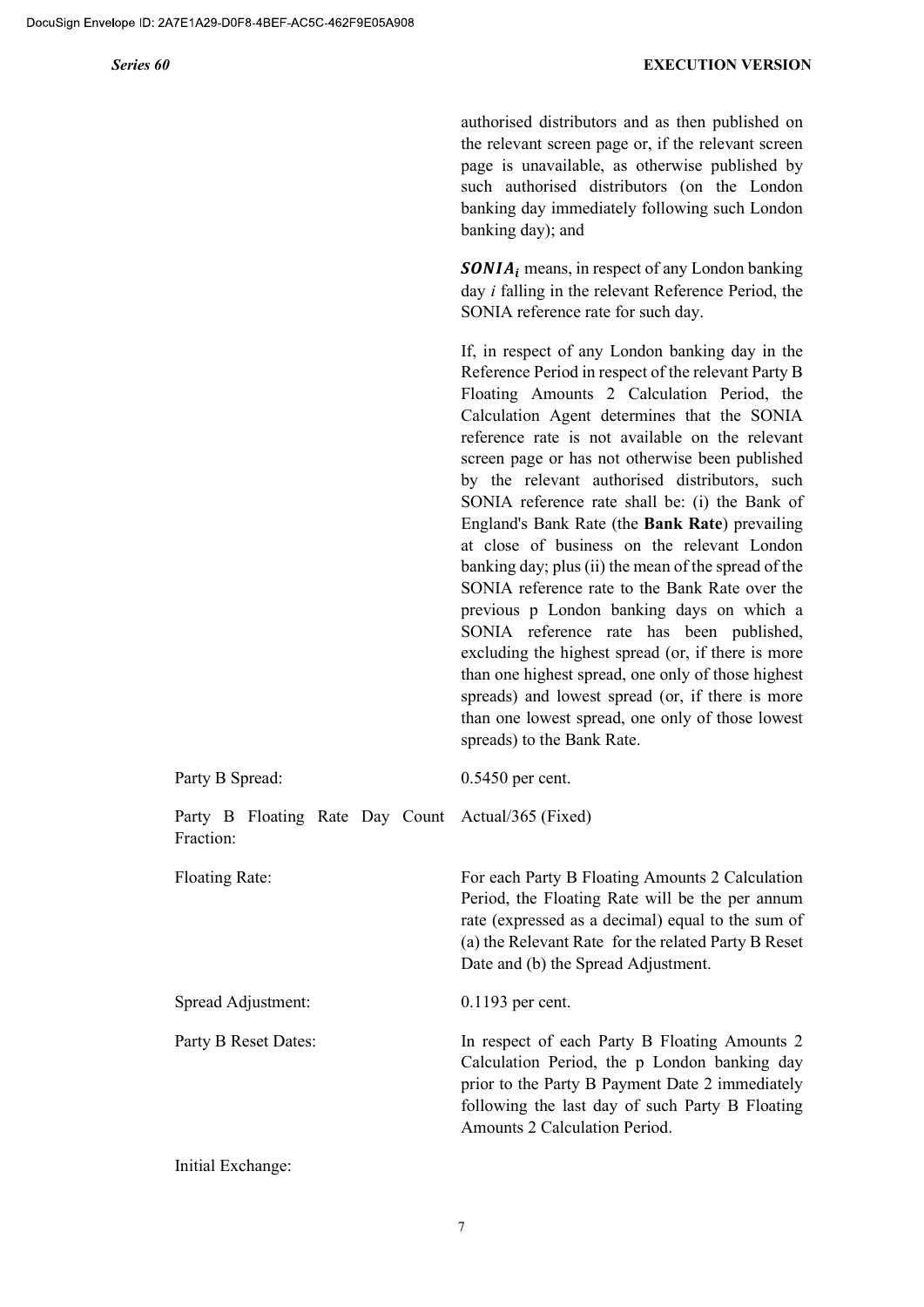authorised distributors and as then published on the relevant screen page or, if the relevant screen page is unavailable, as otherwise published by such authorised distributors (on the London banking day immediately following such London banking day); and

$\boldsymbol{SONIA_i}$ means, in respect of any London banking day *i* falling in the relevant Reference Period, the SONIA reference rate for such day.

If, in respect of any London banking day in the Reference Period in respect of the relevant Party B Floating Amounts 2 Calculation Period, the Calculation Agent determines that the SONIA reference rate is not available on the relevant screen page or has not otherwise been published by the relevant authorised distributors, such SONIA reference rate shall be: (i) the Bank of England's Bank Rate (the **Bank Rate**) prevailing at close of business on the relevant London banking day; plus (ii) the mean of the spread of the SONIA reference rate to the Bank Rate over the previous p London banking days on which a SONIA reference rate has been published, excluding the highest spread (or, if there is more than one highest spread, one only of those highest spreads) and lowest spread (or, if there is more than one lowest spread, one only of those lowest spreads) to the Bank Rate.

| | |
|---|---|
| Party B Spread: | 0.5450 per cent. |
| Party B Floating Rate Day Count Fraction: | Actual/365 (Fixed) |
| Floating Rate: | For each Party B Floating Amounts 2 Calculation Period, the Floating Rate will be the per annum rate (expressed as a decimal) equal to the sum of (a) the Relevant Rate for the related Party B Reset Date and (b) the Spread Adjustment. |
| Spread Adjustment: | 0.1193 per cent. |
| Party B Reset Dates: | In respect of each Party B Floating Amounts 2 Calculation Period, the p London banking day prior to the Party B Payment Date 2 immediately following the last day of such Party B Floating Amounts 2 Calculation Period. |
| Initial Exchange: | |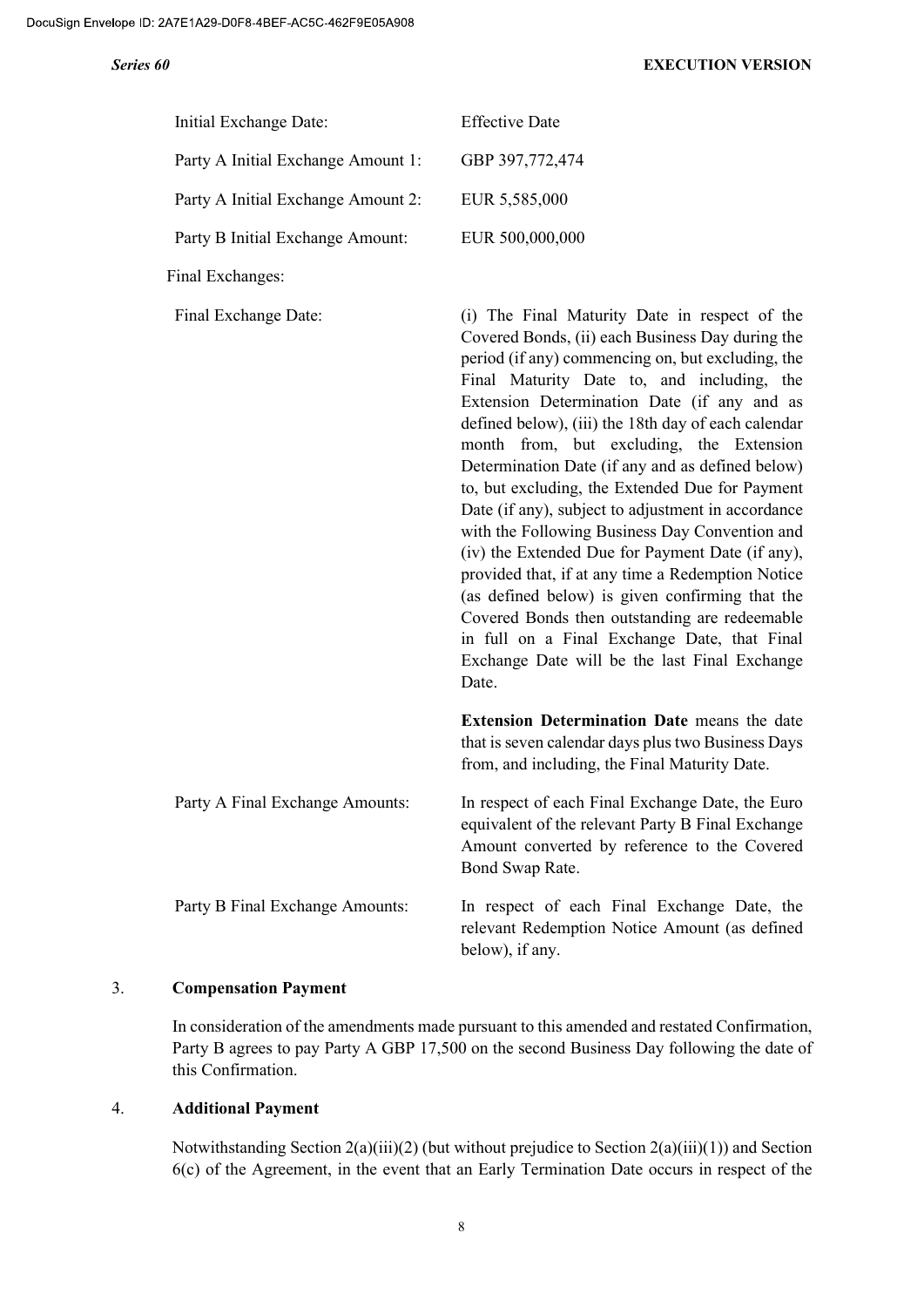| | |
|---|---|
| Initial Exchange Date: | Effective Date |
| Party A Initial Exchange Amount 1: | GBP 397,772,474 |
| Party A Initial Exchange Amount 2: | EUR 5,585,000 |
| Party B Initial Exchange Amount: | EUR 500,000,000 |

Final Exchanges:

| | |
|---|---|
| Final Exchange Date: | (i) The Final Maturity Date in respect of the Covered Bonds, (ii) each Business Day during the period (if any) commencing on, but excluding, the Final Maturity Date to, and including, the Extension Determination Date (if any and as defined below), (iii) the 18th day of each calendar month from, but excluding, the Extension Determination Date (if any and as defined below) to, but excluding, the Extended Due for Payment Date (if any), subject to adjustment in accordance with the Following Business Day Convention and (iv) the Extended Due for Payment Date (if any), provided that, if at any time a Redemption Notice (as defined below) is given confirming that the Covered Bonds then outstanding are redeemable in full on a Final Exchange Date, that Final Exchange Date will be the last Final Exchange Date.<br><br>**Extension Determination Date** means the date that is seven calendar days plus two Business Days from, and including, the Final Maturity Date. |
| Party A Final Exchange Amounts: | In respect of each Final Exchange Date, the Euro equivalent of the relevant Party B Final Exchange Amount converted by reference to the Covered Bond Swap Rate. |
| Party B Final Exchange Amounts: | In respect of each Final Exchange Date, the relevant Redemption Notice Amount (as defined below), if any. |

3. **Compensation Payment**

In consideration of the amendments made pursuant to this amended and restated Confirmation, Party B agrees to pay Party A GBP 17,500 on the second Business Day following the date of this Confirmation.

4. **Additional Payment**

Notwithstanding Section 2(a)(iii)(2) (but without prejudice to Section 2(a)(iii)(1)) and Section 6(c) of the Agreement, in the event that an Early Termination Date occurs in respect of the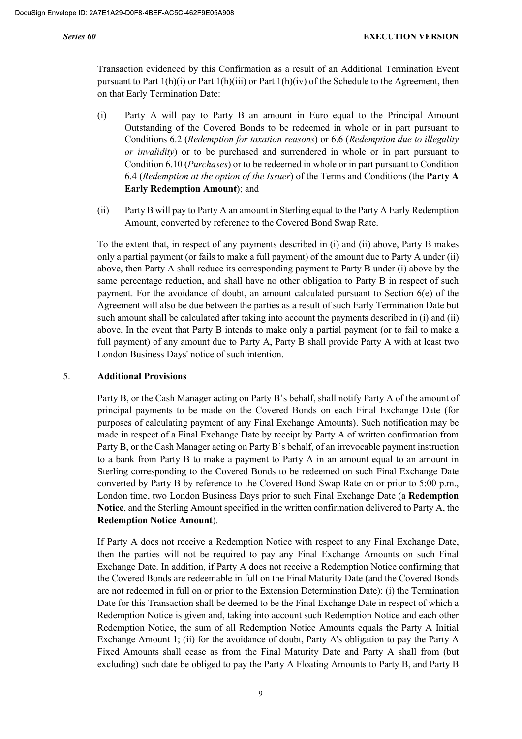Transaction evidenced by this Confirmation as a result of an Additional Termination Event pursuant to Part 1(h)(i) or Part 1(h)(iii) or Part 1(h)(iv) of the Schedule to the Agreement, then on that Early Termination Date:

(i) Party A will pay to Party B an amount in Euro equal to the Principal Amount Outstanding of the Covered Bonds to be redeemed in whole or in part pursuant to Conditions 6.2 (*Redemption for taxation reasons*) or 6.6 (*Redemption due to illegality or invalidity*) or to be purchased and surrendered in whole or in part pursuant to Condition 6.10 (*Purchases*) or to be redeemed in whole or in part pursuant to Condition 6.4 (*Redemption at the option of the Issuer*) of the Terms and Conditions (the **Party A Early Redemption Amount**); and

(ii) Party B will pay to Party A an amount in Sterling equal to the Party A Early Redemption Amount, converted by reference to the Covered Bond Swap Rate.

To the extent that, in respect of any payments described in (i) and (ii) above, Party B makes only a partial payment (or fails to make a full payment) of the amount due to Party A under (ii) above, then Party A shall reduce its corresponding payment to Party B under (i) above by the same percentage reduction, and shall have no other obligation to Party B in respect of such payment. For the avoidance of doubt, an amount calculated pursuant to Section 6(e) of the Agreement will also be due between the parties as a result of such Early Termination Date but such amount shall be calculated after taking into account the payments described in (i) and (ii) above. In the event that Party B intends to make only a partial payment (or to fail to make a full payment) of any amount due to Party A, Party B shall provide Party A with at least two London Business Days' notice of such intention.

## 5. Additional Provisions

Party B, or the Cash Manager acting on Party B's behalf, shall notify Party A of the amount of principal payments to be made on the Covered Bonds on each Final Exchange Date (for purposes of calculating payment of any Final Exchange Amounts). Such notification may be made in respect of a Final Exchange Date by receipt by Party A of written confirmation from Party B, or the Cash Manager acting on Party B's behalf, of an irrevocable payment instruction to a bank from Party B to make a payment to Party A in an amount equal to an amount in Sterling corresponding to the Covered Bonds to be redeemed on such Final Exchange Date converted by Party B by reference to the Covered Bond Swap Rate on or prior to 5:00 p.m., London time, two London Business Days prior to such Final Exchange Date (a **Redemption Notice**, and the Sterling Amount specified in the written confirmation delivered to Party A, the **Redemption Notice Amount**).

If Party A does not receive a Redemption Notice with respect to any Final Exchange Date, then the parties will not be required to pay any Final Exchange Amounts on such Final Exchange Date. In addition, if Party A does not receive a Redemption Notice confirming that the Covered Bonds are redeemable in full on the Final Maturity Date (and the Covered Bonds are not redeemed in full on or prior to the Extension Determination Date): (i) the Termination Date for this Transaction shall be deemed to be the Final Exchange Date in respect of which a Redemption Notice is given and, taking into account such Redemption Notice and each other Redemption Notice, the sum of all Redemption Notice Amounts equals the Party A Initial Exchange Amount 1; (ii) for the avoidance of doubt, Party A's obligation to pay the Party A Fixed Amounts shall cease as from the Final Maturity Date and Party A shall from (but excluding) such date be obliged to pay the Party A Floating Amounts to Party B, and Party B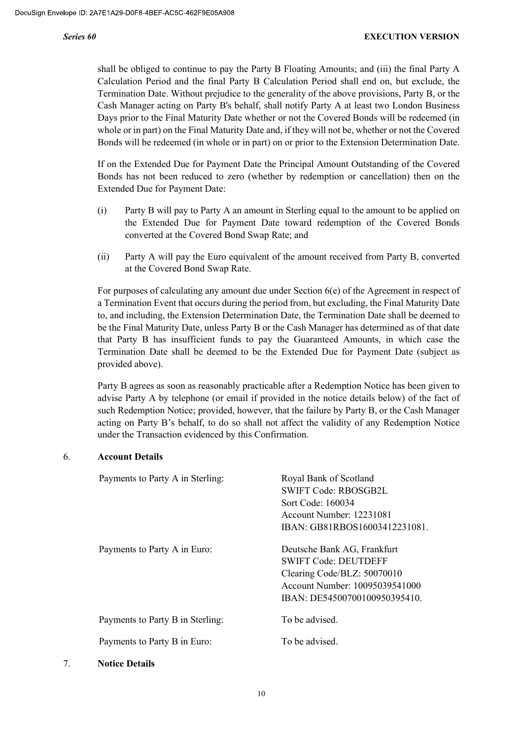shall be obliged to continue to pay the Party B Floating Amounts; and (iii) the final Party A Calculation Period and the final Party B Calculation Period shall end on, but exclude, the Termination Date. Without prejudice to the generality of the above provisions, Party B, or the Cash Manager acting on Party B's behalf, shall notify Party A at least two London Business Days prior to the Final Maturity Date whether or not the Covered Bonds will be redeemed (in whole or in part) on the Final Maturity Date and, if they will not be, whether or not the Covered Bonds will be redeemed (in whole or in part) on or prior to the Extension Determination Date.

If on the Extended Due for Payment Date the Principal Amount Outstanding of the Covered Bonds has not been reduced to zero (whether by redemption or cancellation) then on the Extended Due for Payment Date:

(i) Party B will pay to Party A an amount in Sterling equal to the amount to be applied on the Extended Due for Payment Date toward redemption of the Covered Bonds converted at the Covered Bond Swap Rate; and

(ii) Party A will pay the Euro equivalent of the amount received from Party B, converted at the Covered Bond Swap Rate.

For purposes of calculating any amount due under Section 6(e) of the Agreement in respect of a Termination Event that occurs during the period from, but excluding, the Final Maturity Date to, and including, the Extension Determination Date, the Termination Date shall be deemed to be the Final Maturity Date, unless Party B or the Cash Manager has determined as of that date that Party B has insufficient funds to pay the Guaranteed Amounts, in which case the Termination Date shall be deemed to be the Extended Due for Payment Date (subject as provided above).

Party B agrees as soon as reasonably practicable after a Redemption Notice has been given to advise Party A by telephone (or email if provided in the notice details below) of the fact of such Redemption Notice; provided, however, that the failure by Party B, or the Cash Manager acting on Party B's behalf, to do so shall not affect the validity of any Redemption Notice under the Transaction evidenced by this Confirmation.

6. **Account Details**

| | |
|---|---|
| Payments to Party A in Sterling: | Royal Bank of Scotland<br>SWIFT Code: RBOSGB2L<br>Sort Code: 160034<br>Account Number: 12231081<br>IBAN: GB81RBOS16003412231081. |
| Payments to Party A in Euro: | Deutsche Bank AG, Frankfurt<br>SWIFT Code: DEUTDEFF<br>Clearing Code/BLZ: 50070010<br>Account Number: 10095039541000<br>IBAN: DE54500700100950395410. |
| Payments to Party B in Sterling: | To be advised. |
| Payments to Party B in Euro: | To be advised. |

7. **Notice Details**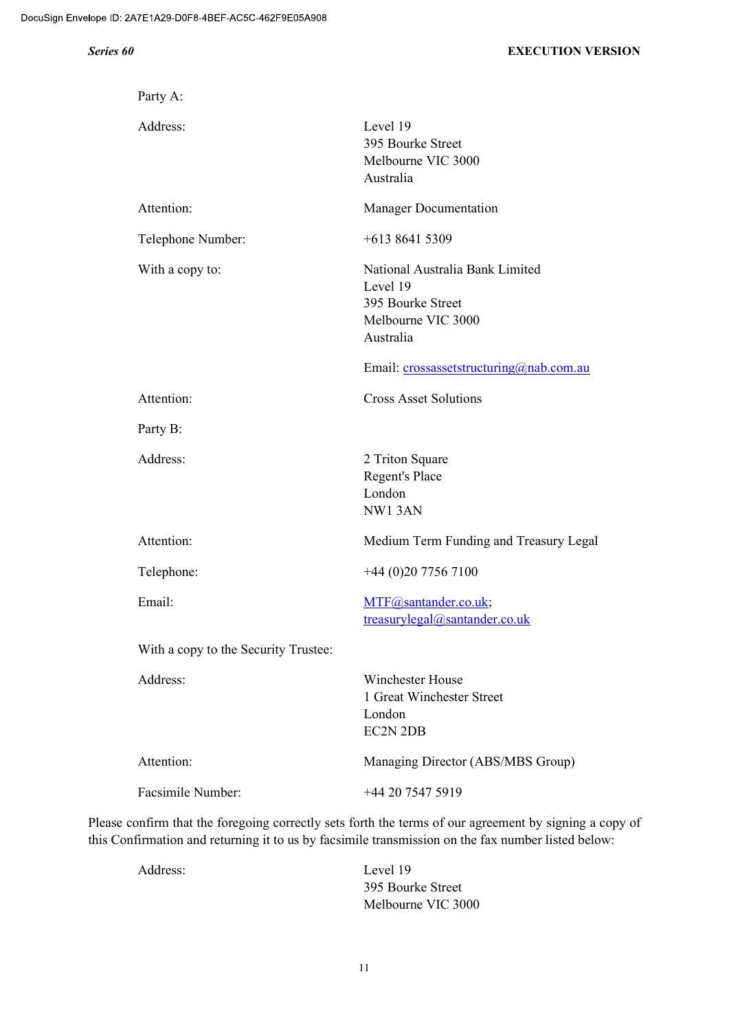Party A:

| | |
|---|---|
| Address: | Level 19<br>395 Bourke Street<br>Melbourne VIC 3000<br>Australia |
| Attention: | Manager Documentation |
| Telephone Number: | +613 8641 5309 |
| With a copy to: | National Australia Bank Limited<br>Level 19<br>395 Bourke Street<br>Melbourne VIC 3000<br>Australia<br><br>Email: crossassetstructuring@nab.com.au |
| Attention: | Cross Asset Solutions |

Party B:

| | |
|---|---|
| Address: | 2 Triton Square<br>Regent's Place<br>London<br>NW1 3AN |
| Attention: | Medium Term Funding and Treasury Legal |
| Telephone: | +44 (0)20 7756 7100 |
| Email: | MTF@santander.co.uk;<br>treasurylegal@santander.co.uk |

With a copy to the Security Trustee:

| | |
|---|---|
| Address: | Winchester House<br>1 Great Winchester Street<br>London<br>EC2N 2DB |
| Attention: | Managing Director (ABS/MBS Group) |
| Facsimile Number: | +44 20 7547 5919 |

Please confirm that the foregoing correctly sets forth the terms of our agreement by signing a copy of this Confirmation and returning it to us by facsimile transmission on the fax number listed below:

| | |
|---|---|
| Address: | Level 19<br>395 Bourke Street<br>Melbourne VIC 3000 |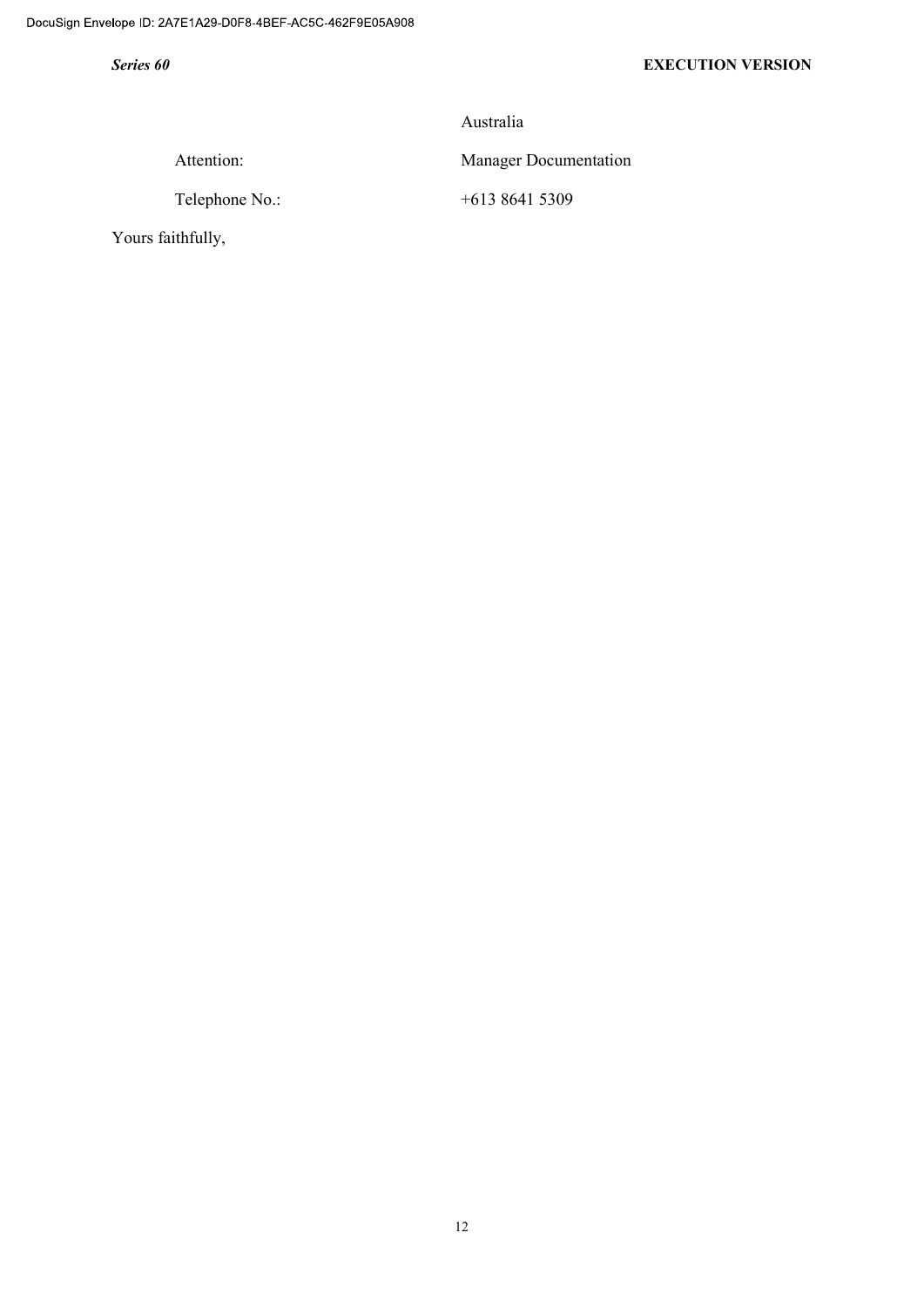Australia

| Attention: | Manager Documentation |
| --- | --- |
| Telephone No.: | +613 8641 5309 |

Yours faithfully,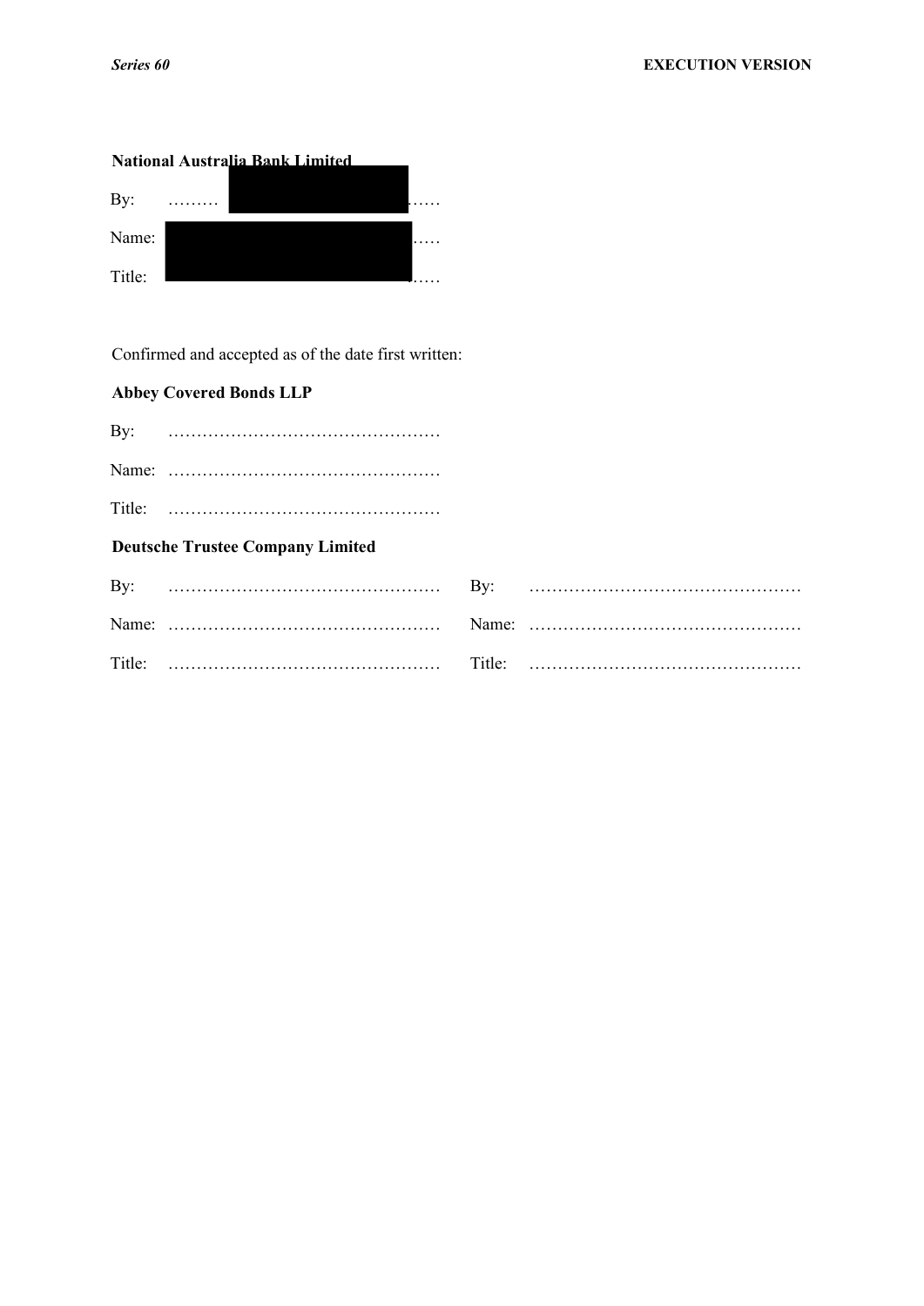**National Australia Bank Limited**

By: ……… [REDACTED] ……

Name: [REDACTED] ……

Title: [REDACTED] ……

Confirmed and accepted as of the date first written:

**Abbey Covered Bonds LLP**

By: …………………………………………

Name: …………………………………………

Title: …………………………………………

**Deutsche Trustee Company Limited**

By: …………………………………………

Name: …………………………………………

Title: …………………………………………

By: …………………………………………

Name: …………………………………………

Title: …………………………………………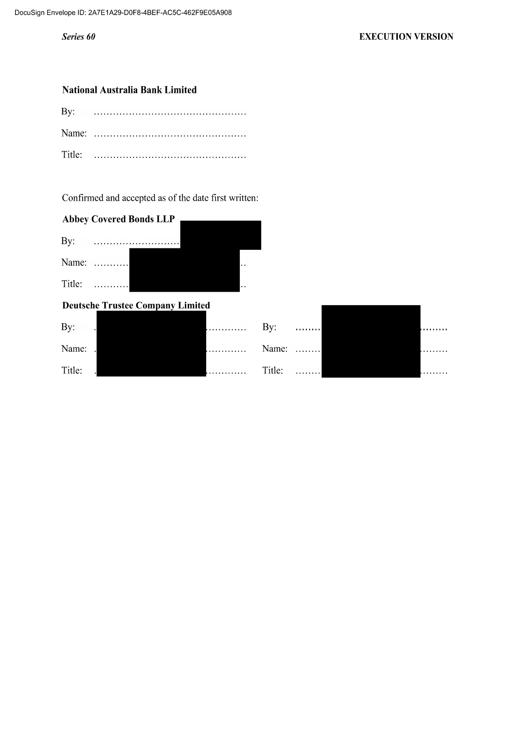**National Australia Bank Limited**

By: ……………………………………………

Name: ……………………………………………

Title: ……………………………………………

Confirmed and accepted as of the date first written:

**Abbey Covered Bonds LLP**

By: ……………………………………………

Name: ……………………………………………

Title: ……………………………………………

**Deutsche Trustee Company Limited**

By: …………………………………………… By: ……………………………………………

Name: …………………………………………… Name: ……………………………………………

Title: …………………………………………… Title: ……………………………………………